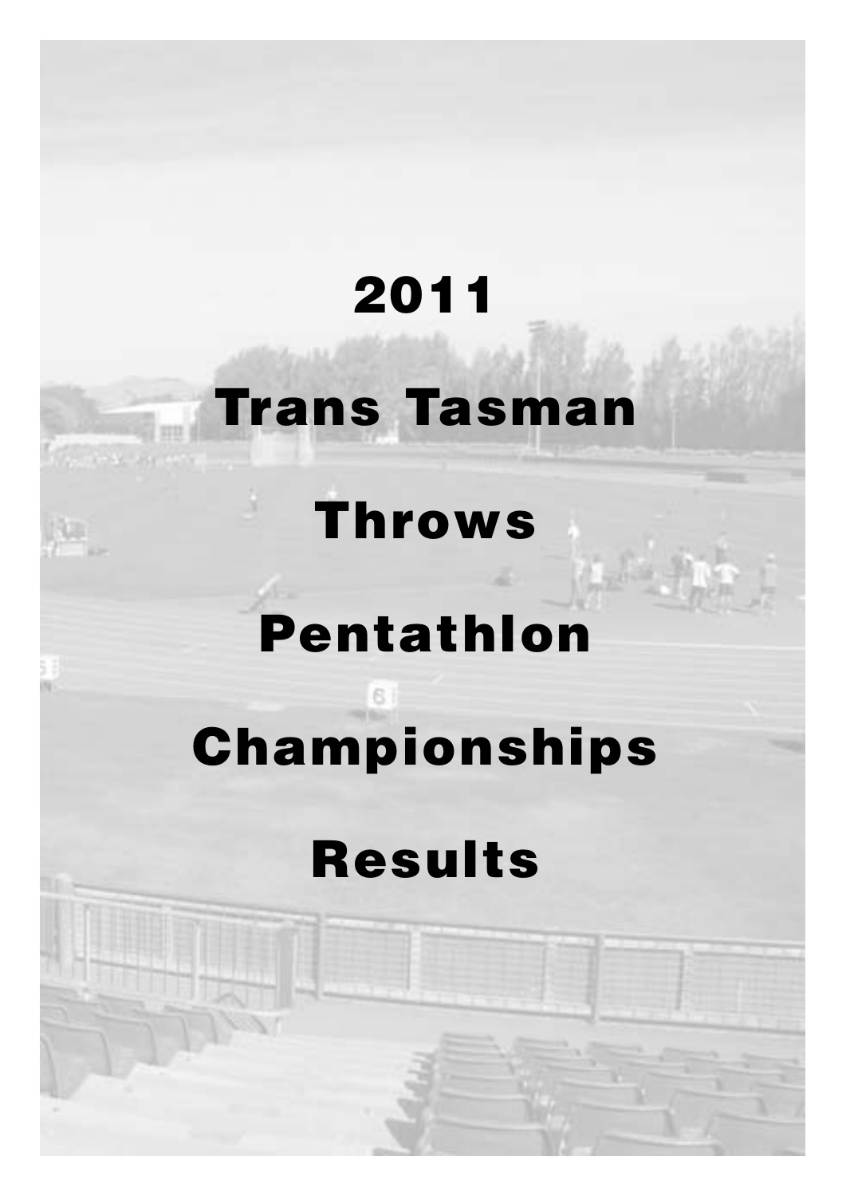# 2011

# Trans Tasman

# Throws

# Pentathlon

# Championships

# Results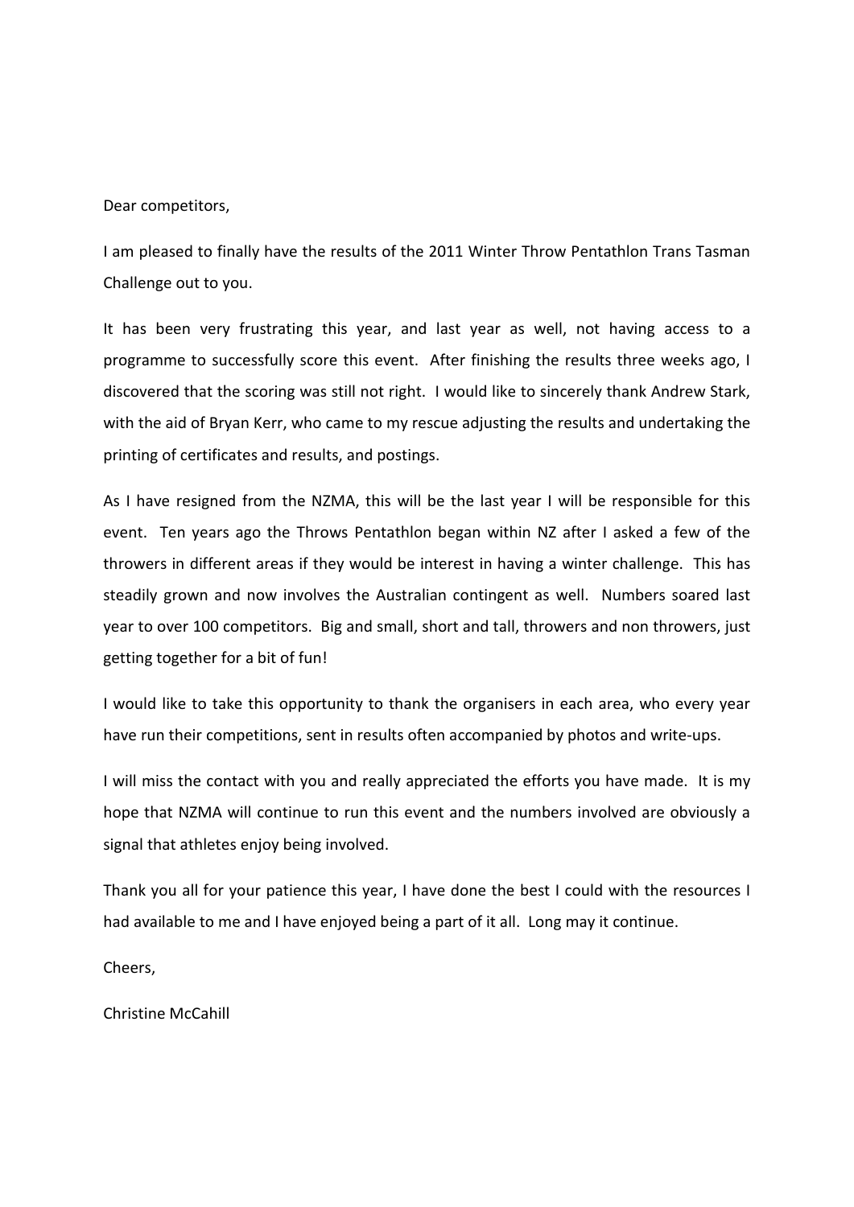Dear competitors,

I am pleased to finally have the results of the 2011 Winter Throw Pentathlon Trans Tasman Challenge out to you.

It has been very frustrating this year, and last year as well, not having access to a programme to successfully score this event. After finishing the results three weeks ago, I discovered that the scoring was still not right. I would like to sincerely thank Andrew Stark, with the aid of Bryan Kerr, who came to my rescue adjusting the results and undertaking the printing of certificates and results, and postings.

As I have resigned from the NZMA, this will be the last year I will be responsible for this event. Ten years ago the Throws Pentathlon began within NZ after I asked a few of the throwers in different areas if they would be interest in having a winter challenge. This has steadily grown and now involves the Australian contingent as well. Numbers soared last year to over 100 competitors. Big and small, short and tall, throwers and non throwers, just getting together for a bit of fun!

I would like to take this opportunity to thank the organisers in each area, who every year have run their competitions, sent in results often accompanied by photos and write-ups.

I will miss the contact with you and really appreciated the efforts you have made. It is my hope that NZMA will continue to run this event and the numbers involved are obviously a signal that athletes enjoy being involved.

Thank you all for your patience this year, I have done the best I could with the resources I had available to me and I have enjoyed being a part of it all. Long may it continue.

Cheers,

Christine McCahill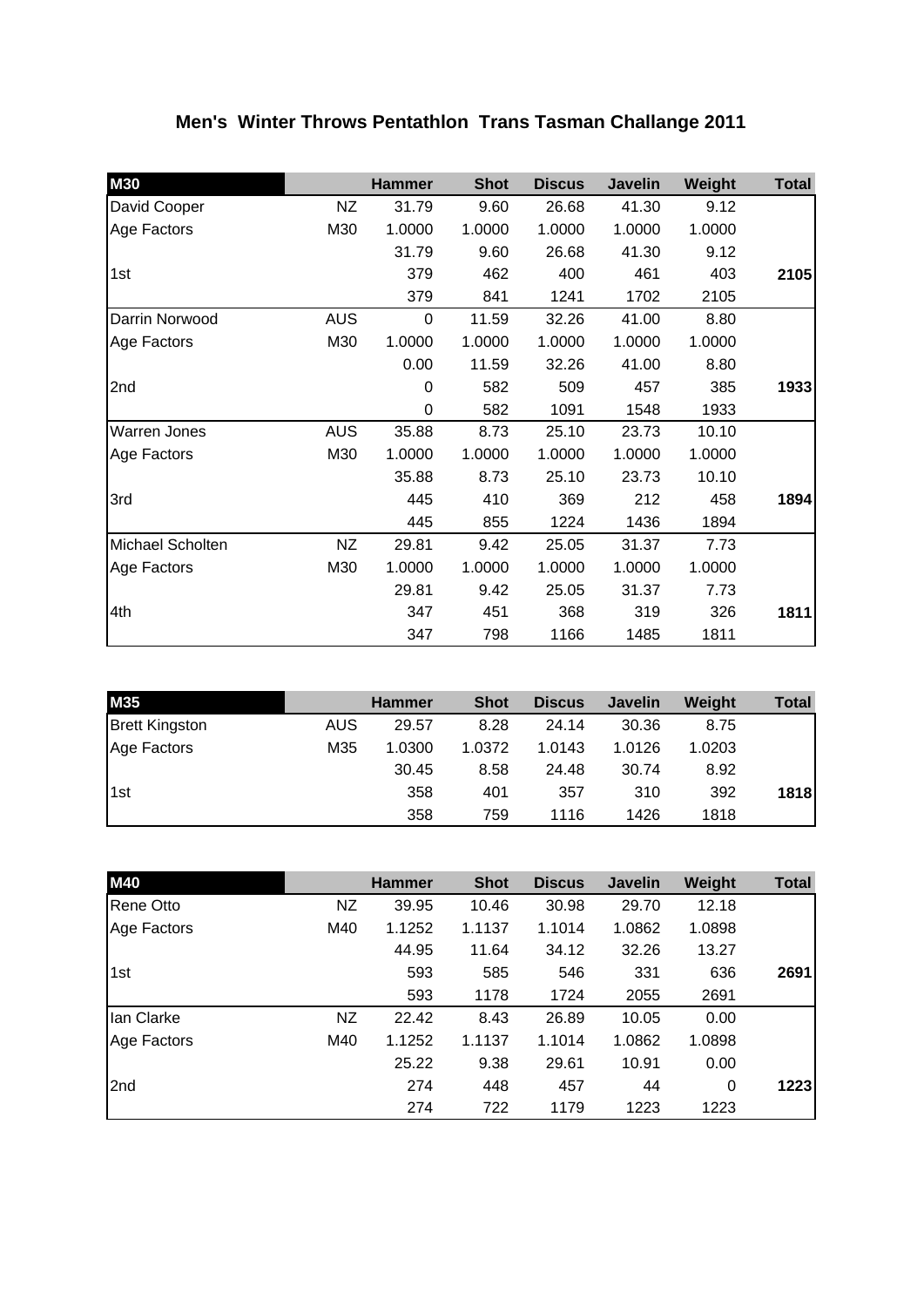# Men's Winter Throws Pentathlon Trans Tasman Challange 2011

| M30 | | Hammer | Shot | Discus | Javelin | Weight | Total |
|---|---|---|---|---|---|---|---|
| David Cooper | NZ | 31.79 | 9.60 | 26.68 | 41.30 | 9.12 | |
| Age Factors | M30 | 1.0000 | 1.0000 | 1.0000 | 1.0000 | 1.0000 | |
| | | 31.79 | 9.60 | 26.68 | 41.30 | 9.12 | |
| 1st | | 379 | 462 | 400 | 461 | 403 | **2105** |
| | | 379 | 841 | 1241 | 1702 | 2105 | |
| Darrin Norwood | AUS | 0 | 11.59 | 32.26 | 41.00 | 8.80 | |
| Age Factors | M30 | 1.0000 | 1.0000 | 1.0000 | 1.0000 | 1.0000 | |
| | | 0.00 | 11.59 | 32.26 | 41.00 | 8.80 | |
| 2nd | | 0 | 582 | 509 | 457 | 385 | **1933** |
| | | 0 | 582 | 1091 | 1548 | 1933 | |
| Warren Jones | AUS | 35.88 | 8.73 | 25.10 | 23.73 | 10.10 | |
| Age Factors | M30 | 1.0000 | 1.0000 | 1.0000 | 1.0000 | 1.0000 | |
| | | 35.88 | 8.73 | 25.10 | 23.73 | 10.10 | |
| 3rd | | 445 | 410 | 369 | 212 | 458 | **1894** |
| | | 445 | 855 | 1224 | 1436 | 1894 | |
| Michael Scholten | NZ | 29.81 | 9.42 | 25.05 | 31.37 | 7.73 | |
| Age Factors | M30 | 1.0000 | 1.0000 | 1.0000 | 1.0000 | 1.0000 | |
| | | 29.81 | 9.42 | 25.05 | 31.37 | 7.73 | |
| 4th | | 347 | 451 | 368 | 319 | 326 | **1811** |
| | | 347 | 798 | 1166 | 1485 | 1811 | |

| M35 | | Hammer | Shot | Discus | Javelin | Weight | Total |
|---|---|---|---|---|---|---|---|
| Brett Kingston | AUS | 29.57 | 8.28 | 24.14 | 30.36 | 8.75 | |
| Age Factors | M35 | 1.0300 | 1.0372 | 1.0143 | 1.0126 | 1.0203 | |
| | | 30.45 | 8.58 | 24.48 | 30.74 | 8.92 | |
| 1st | | 358 | 401 | 357 | 310 | 392 | **1818** |
| | | 358 | 759 | 1116 | 1426 | 1818 | |

| M40 | | Hammer | Shot | Discus | Javelin | Weight | Total |
|---|---|---|---|---|---|---|---|
| Rene Otto | NZ | 39.95 | 10.46 | 30.98 | 29.70 | 12.18 | |
| Age Factors | M40 | 1.1252 | 1.1137 | 1.1014 | 1.0862 | 1.0898 | |
| | | 44.95 | 11.64 | 34.12 | 32.26 | 13.27 | |
| 1st | | 593 | 585 | 546 | 331 | 636 | **2691** |
| | | 593 | 1178 | 1724 | 2055 | 2691 | |
| Ian Clarke | NZ | 22.42 | 8.43 | 26.89 | 10.05 | 0.00 | |
| Age Factors | M40 | 1.1252 | 1.1137 | 1.1014 | 1.0862 | 1.0898 | |
| | | 25.22 | 9.38 | 29.61 | 10.91 | 0.00 | |
| 2nd | | 274 | 448 | 457 | 44 | 0 | **1223** |
| | | 274 | 722 | 1179 | 1223 | 1223 | |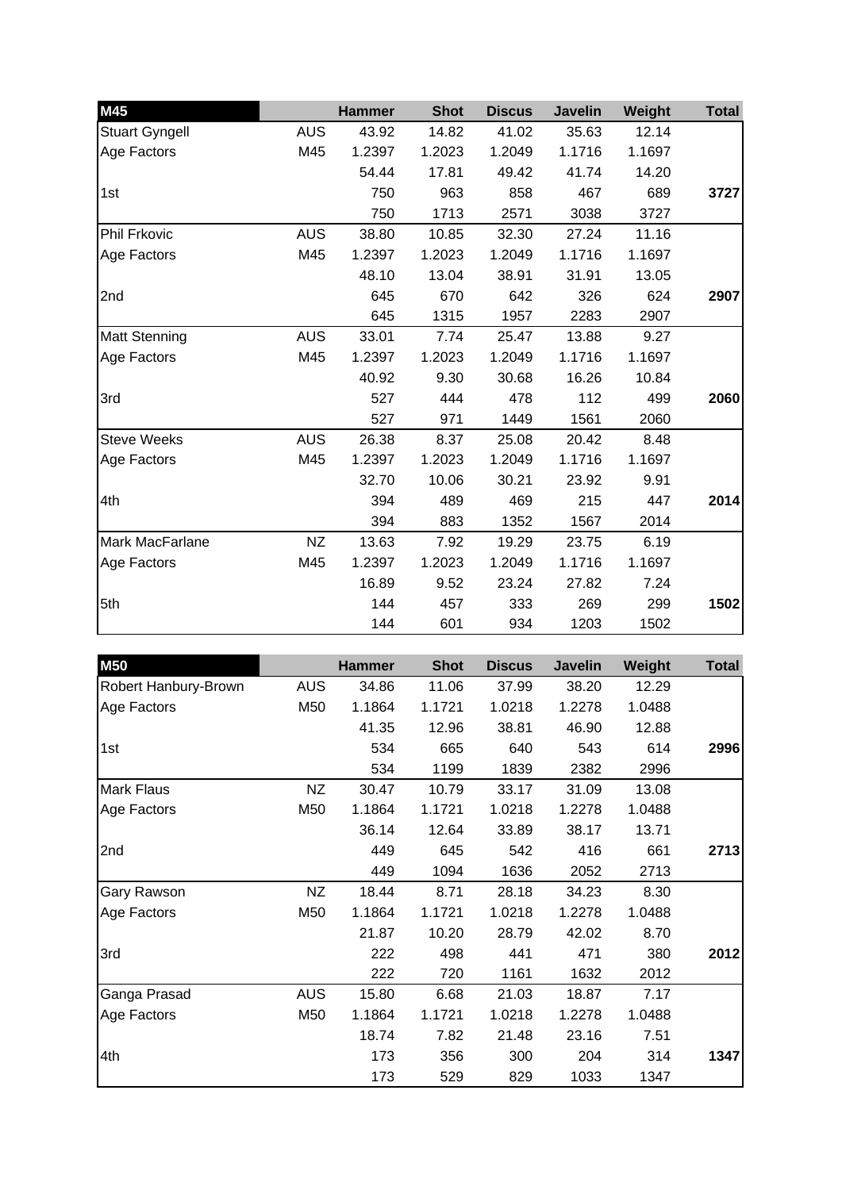| M45 | | Hammer | Shot | Discus | Javelin | Weight | Total |
|---|---|---|---|---|---|---|---|
| Stuart Gyngell | AUS | 43.92 | 14.82 | 41.02 | 35.63 | 12.14 | |
| Age Factors | M45 | 1.2397 | 1.2023 | 1.2049 | 1.1716 | 1.1697 | |
| | | 54.44 | 17.81 | 49.42 | 41.74 | 14.20 | |
| 1st | | 750 | 963 | 858 | 467 | 689 | **3727** |
| | | 750 | 1713 | 2571 | 3038 | 3727 | |
| Phil Frkovic | AUS | 38.80 | 10.85 | 32.30 | 27.24 | 11.16 | |
| Age Factors | M45 | 1.2397 | 1.2023 | 1.2049 | 1.1716 | 1.1697 | |
| | | 48.10 | 13.04 | 38.91 | 31.91 | 13.05 | |
| 2nd | | 645 | 670 | 642 | 326 | 624 | **2907** |
| | | 645 | 1315 | 1957 | 2283 | 2907 | |
| Matt Stenning | AUS | 33.01 | 7.74 | 25.47 | 13.88 | 9.27 | |
| Age Factors | M45 | 1.2397 | 1.2023 | 1.2049 | 1.1716 | 1.1697 | |
| | | 40.92 | 9.30 | 30.68 | 16.26 | 10.84 | |
| 3rd | | 527 | 444 | 478 | 112 | 499 | **2060** |
| | | 527 | 971 | 1449 | 1561 | 2060 | |
| Steve Weeks | AUS | 26.38 | 8.37 | 25.08 | 20.42 | 8.48 | |
| Age Factors | M45 | 1.2397 | 1.2023 | 1.2049 | 1.1716 | 1.1697 | |
| | | 32.70 | 10.06 | 30.21 | 23.92 | 9.91 | |
| 4th | | 394 | 489 | 469 | 215 | 447 | **2014** |
| | | 394 | 883 | 1352 | 1567 | 2014 | |
| Mark MacFarlane | NZ | 13.63 | 7.92 | 19.29 | 23.75 | 6.19 | |
| Age Factors | M45 | 1.2397 | 1.2023 | 1.2049 | 1.1716 | 1.1697 | |
| | | 16.89 | 9.52 | 23.24 | 27.82 | 7.24 | |
| 5th | | 144 | 457 | 333 | 269 | 299 | **1502** |
| | | 144 | 601 | 934 | 1203 | 1502 | |

| M50 | | Hammer | Shot | Discus | Javelin | Weight | Total |
|---|---|---|---|---|---|---|---|
| Robert Hanbury-Brown | AUS | 34.86 | 11.06 | 37.99 | 38.20 | 12.29 | |
| Age Factors | M50 | 1.1864 | 1.1721 | 1.0218 | 1.2278 | 1.0488 | |
| | | 41.35 | 12.96 | 38.81 | 46.90 | 12.88 | |
| 1st | | 534 | 665 | 640 | 543 | 614 | **2996** |
| | | 534 | 1199 | 1839 | 2382 | 2996 | |
| Mark Flaus | NZ | 30.47 | 10.79 | 33.17 | 31.09 | 13.08 | |
| Age Factors | M50 | 1.1864 | 1.1721 | 1.0218 | 1.2278 | 1.0488 | |
| | | 36.14 | 12.64 | 33.89 | 38.17 | 13.71 | |
| 2nd | | 449 | 645 | 542 | 416 | 661 | **2713** |
| | | 449 | 1094 | 1636 | 2052 | 2713 | |
| Gary Rawson | NZ | 18.44 | 8.71 | 28.18 | 34.23 | 8.30 | |
| Age Factors | M50 | 1.1864 | 1.1721 | 1.0218 | 1.2278 | 1.0488 | |
| | | 21.87 | 10.20 | 28.79 | 42.02 | 8.70 | |
| 3rd | | 222 | 498 | 441 | 471 | 380 | **2012** |
| | | 222 | 720 | 1161 | 1632 | 2012 | |
| Ganga Prasad | AUS | 15.80 | 6.68 | 21.03 | 18.87 | 7.17 | |
| Age Factors | M50 | 1.1864 | 1.1721 | 1.0218 | 1.2278 | 1.0488 | |
| | | 18.74 | 7.82 | 21.48 | 23.16 | 7.51 | |
| 4th | | 173 | 356 | 300 | 204 | 314 | **1347** |
| | | 173 | 529 | 829 | 1033 | 1347 | |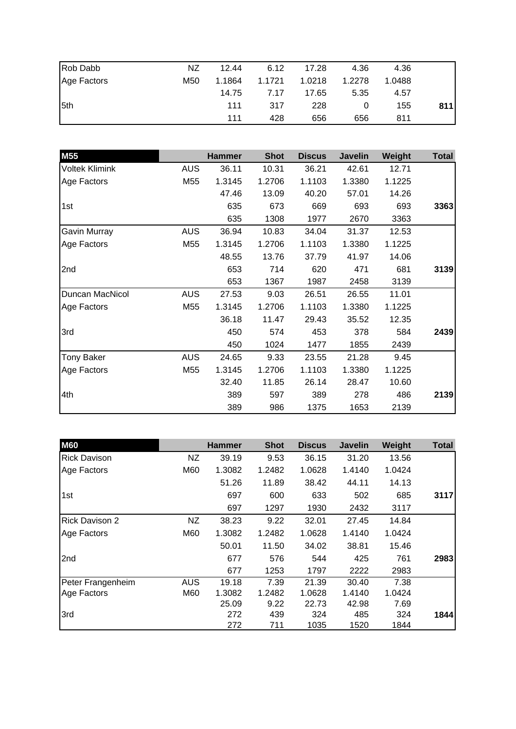| | | | | | | | |
|---|---|---|---|---|---|---|---|
| Rob Dabb | NZ | 12.44 | 6.12 | 17.28 | 4.36 | 4.36 | |
| Age Factors | M50 | 1.1864 | 1.1721 | 1.0218 | 1.2278 | 1.0488 | |
| | | 14.75 | 7.17 | 17.65 | 5.35 | 4.57 | |
| 5th | | 111 | 317 | 228 | 0 | 155 | **811** |
| | | 111 | 428 | 656 | 656 | 811 | |

| **M55** | | **Hammer** | **Shot** | **Discus** | **Javelin** | **Weight** | **Total** |
|---|---|---|---|---|---|---|---|
| Voltek Kliminkk | AUS | 36.11 | 10.31 | 36.21 | 42.61 | 12.71 | |
| Age Factors | M55 | 1.3145 | 1.2706 | 1.1103 | 1.3380 | 1.1225 | |
| | | 47.46 | 13.09 | 40.20 | 57.01 | 14.26 | |
| 1st | | 635 | 673 | 669 | 693 | 693 | **3363** |
| | | 635 | 1308 | 1977 | 2670 | 3363 | |
| Gavin Murray | AUS | 36.94 | 10.83 | 34.04 | 31.37 | 12.53 | |
| Age Factors | M55 | 1.3145 | 1.2706 | 1.1103 | 1.3380 | 1.1225 | |
| | | 48.55 | 13.76 | 37.79 | 41.97 | 14.06 | |
| 2nd | | 653 | 714 | 620 | 471 | 681 | **3139** |
| | | 653 | 1367 | 1987 | 2458 | 3139 | |
| Duncan MacNicol | AUS | 27.53 | 9.03 | 26.51 | 26.55 | 11.01 | |
| Age Factors | M55 | 1.3145 | 1.2706 | 1.1103 | 1.3380 | 1.1225 | |
| | | 36.18 | 11.47 | 29.43 | 35.52 | 12.35 | |
| 3rd | | 450 | 574 | 453 | 378 | 584 | **2439** |
| | | 450 | 1024 | 1477 | 1855 | 2439 | |
| Tony Baker | AUS | 24.65 | 9.33 | 23.55 | 21.28 | 9.45 | |
| Age Factors | M55 | 1.3145 | 1.2706 | 1.1103 | 1.3380 | 1.1225 | |
| | | 32.40 | 11.85 | 26.14 | 28.47 | 10.60 | |
| 4th | | 389 | 597 | 389 | 278 | 486 | **2139** |
| | | 389 | 986 | 1375 | 1653 | 2139 | |

| **M60** | | **Hammer** | **Shot** | **Discus** | **Javelin** | **Weight** | **Total** |
|---|---|---|---|---|---|---|---|
| Rick Davison | NZ | 39.19 | 9.53 | 36.15 | 31.20 | 13.56 | |
| Age Factors | M60 | 1.3082 | 1.2482 | 1.0628 | 1.4140 | 1.0424 | |
| | | 51.26 | 11.89 | 38.42 | 44.11 | 14.13 | |
| 1st | | 697 | 600 | 633 | 502 | 685 | **3117** |
| | | 697 | 1297 | 1930 | 2432 | 3117 | |
| Rick Davison 2 | NZ | 38.23 | 9.22 | 32.01 | 27.45 | 14.84 | |
| Age Factors | M60 | 1.3082 | 1.2482 | 1.0628 | 1.4140 | 1.0424 | |
| | | 50.01 | 11.50 | 34.02 | 38.81 | 15.46 | |
| 2nd | | 677 | 576 | 544 | 425 | 761 | **2983** |
| | | 677 | 1253 | 1797 | 2222 | 2983 | |
| Peter Frangenheim | AUS | 19.18 | 7.39 | 21.39 | 30.40 | 7.38 | |
| Age Factors | M60 | 1.3082 | 1.2482 | 1.0628 | 1.4140 | 1.0424 | |
| | | 25.09 | 9.22 | 22.73 | 42.98 | 7.69 | |
| 3rd | | 272 | 439 | 324 | 485 | 324 | **1844** |
| | | 272 | 711 | 1035 | 1520 | 1844 | |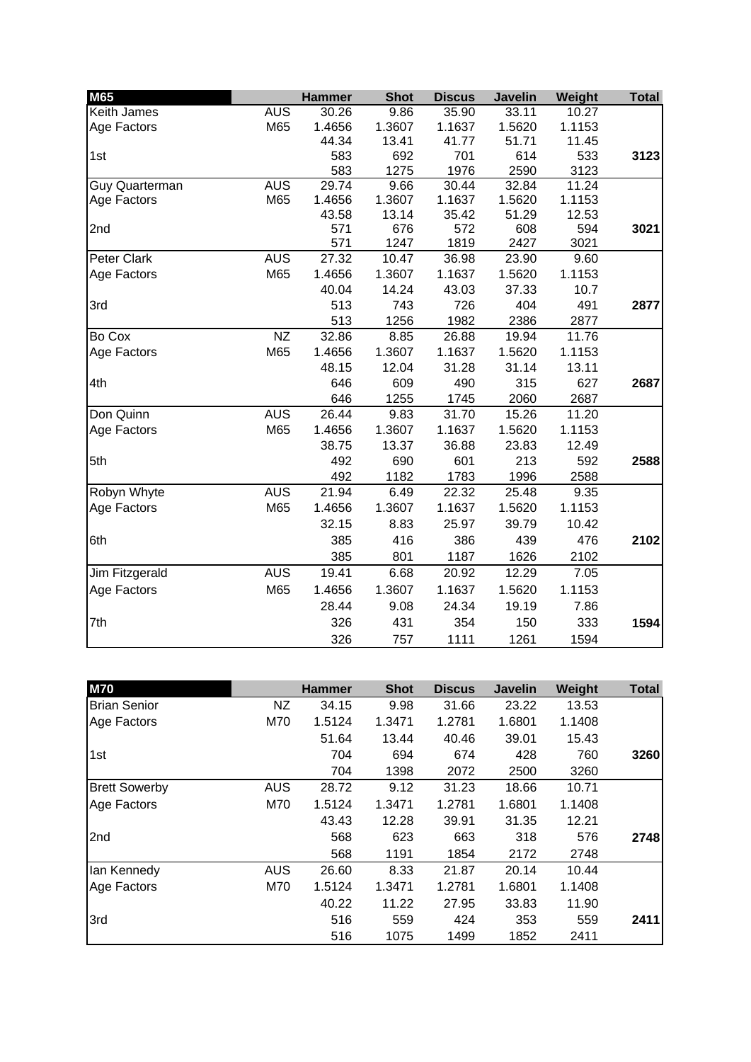| M65 | | Hammer | Shot | Discus | Javelin | Weight | Total |
|---|---|---|---|---|---|---|---|
| Keith James | AUS | 30.26 | 9.86 | 35.90 | 33.11 | 10.27 | |
| Age Factors | M65 | 1.4656 | 1.3607 | 1.1637 | 1.5620 | 1.1153 | |
| | | 44.34 | 13.41 | 41.77 | 51.71 | 11.45 | |
| 1st | | 583 | 692 | 701 | 614 | 533 | **3123** |
| | | 583 | 1275 | 1976 | 2590 | 3123 | |
| Guy Quarterman | AUS | 29.74 | 9.66 | 30.44 | 32.84 | 11.24 | |
| Age Factors | M65 | 1.4656 | 1.3607 | 1.1637 | 1.5620 | 1.1153 | |
| | | 43.58 | 13.14 | 35.42 | 51.29 | 12.53 | |
| 2nd | | 571 | 676 | 572 | 608 | 594 | **3021** |
| | | 571 | 1247 | 1819 | 2427 | 3021 | |
| Peter Clark | AUS | 27.32 | 10.47 | 36.98 | 23.90 | 9.60 | |
| Age Factors | M65 | 1.4656 | 1.3607 | 1.1637 | 1.5620 | 1.1153 | |
| | | 40.04 | 14.24 | 43.03 | 37.33 | 10.7 | |
| 3rd | | 513 | 743 | 726 | 404 | 491 | **2877** |
| | | 513 | 1256 | 1982 | 2386 | 2877 | |
| Bo Cox | NZ | 32.86 | 8.85 | 26.88 | 19.94 | 11.76 | |
| Age Factors | M65 | 1.4656 | 1.3607 | 1.1637 | 1.5620 | 1.1153 | |
| | | 48.15 | 12.04 | 31.28 | 31.14 | 13.11 | |
| 4th | | 646 | 609 | 490 | 315 | 627 | **2687** |
| | | 646 | 1255 | 1745 | 2060 | 2687 | |
| Don Quinn | AUS | 26.44 | 9.83 | 31.70 | 15.26 | 11.20 | |
| Age Factors | M65 | 1.4656 | 1.3607 | 1.1637 | 1.5620 | 1.1153 | |
| | | 38.75 | 13.37 | 36.88 | 23.83 | 12.49 | |
| 5th | | 492 | 690 | 601 | 213 | 592 | **2588** |
| | | 492 | 1182 | 1783 | 1996 | 2588 | |
| Robyn Whyte | AUS | 21.94 | 6.49 | 22.32 | 25.48 | 9.35 | |
| Age Factors | M65 | 1.4656 | 1.3607 | 1.1637 | 1.5620 | 1.1153 | |
| | | 32.15 | 8.83 | 25.97 | 39.79 | 10.42 | |
| 6th | | 385 | 416 | 386 | 439 | 476 | **2102** |
| | | 385 | 801 | 1187 | 1626 | 2102 | |
| Jim Fitzgerald | AUS | 19.41 | 6.68 | 20.92 | 12.29 | 7.05 | |
| Age Factors | M65 | 1.4656 | 1.3607 | 1.1637 | 1.5620 | 1.1153 | |
| | | 28.44 | 9.08 | 24.34 | 19.19 | 7.86 | |
| 7th | | 326 | 431 | 354 | 150 | 333 | **1594** |
| | | 326 | 757 | 1111 | 1261 | 1594 | |

| M70 | | Hammer | Shot | Discus | Javelin | Weight | Total |
|---|---|---|---|---|---|---|---|
| Brian Senior | NZ | 34.15 | 9.98 | 31.66 | 23.22 | 13.53 | |
| Age Factors | M70 | 1.5124 | 1.3471 | 1.2781 | 1.6801 | 1.1408 | |
| | | 51.64 | 13.44 | 40.46 | 39.01 | 15.43 | |
| 1st | | 704 | 694 | 674 | 428 | 760 | **3260** |
| | | 704 | 1398 | 2072 | 2500 | 3260 | |
| Brett Sowerby | AUS | 28.72 | 9.12 | 31.23 | 18.66 | 10.71 | |
| Age Factors | M70 | 1.5124 | 1.3471 | 1.2781 | 1.6801 | 1.1408 | |
| | | 43.43 | 12.28 | 39.91 | 31.35 | 12.21 | |
| 2nd | | 568 | 623 | 663 | 318 | 576 | **2748** |
| | | 568 | 1191 | 1854 | 2172 | 2748 | |
| Ian Kennedy | AUS | 26.60 | 8.33 | 21.87 | 20.14 | 10.44 | |
| Age Factors | M70 | 1.5124 | 1.3471 | 1.2781 | 1.6801 | 1.1408 | |
| | | 40.22 | 11.22 | 27.95 | 33.83 | 11.90 | |
| 3rd | | 516 | 559 | 424 | 353 | 559 | **2411** |
| | | 516 | 1075 | 1499 | 1852 | 2411 | |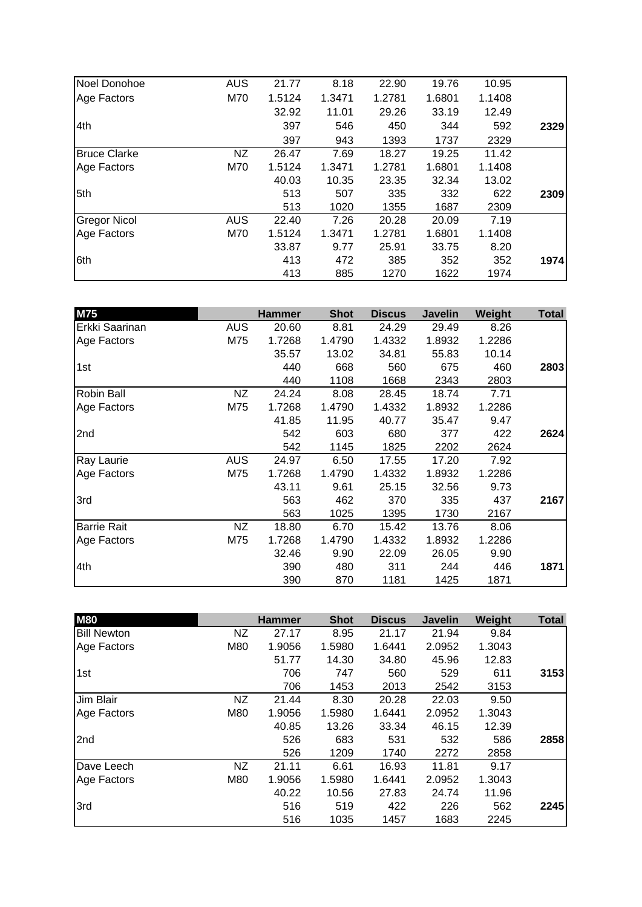| | | | | | | | |
|---|---|---|---|---|---|---|---|
| Noel Donohoe | AUS | 21.77 | 8.18 | 22.90 | 19.76 | 10.95 | |
| Age Factors | M70 | 1.5124 | 1.3471 | 1.2781 | 1.6801 | 1.1408 | |
| | | 32.92 | 11.01 | 29.26 | 33.19 | 12.49 | |
| 4th | | 397 | 546 | 450 | 344 | 592 | **2329** |
| | | 397 | 943 | 1393 | 1737 | 2329 | |
| Bruce Clarke | NZ | 26.47 | 7.69 | 18.27 | 19.25 | 11.42 | |
| Age Factors | M70 | 1.5124 | 1.3471 | 1.2781 | 1.6801 | 1.1408 | |
| | | 40.03 | 10.35 | 23.35 | 32.34 | 13.02 | |
| 5th | | 513 | 507 | 335 | 332 | 622 | **2309** |
| | | 513 | 1020 | 1355 | 1687 | 2309 | |
| Gregor Nicol | AUS | 22.40 | 7.26 | 20.28 | 20.09 | 7.19 | |
| Age Factors | M70 | 1.5124 | 1.3471 | 1.2781 | 1.6801 | 1.1408 | |
| | | 33.87 | 9.77 | 25.91 | 33.75 | 8.20 | |
| 6th | | 413 | 472 | 385 | 352 | 352 | **1974** |
| | | 413 | 885 | 1270 | 1622 | 1974 | |

| **M75** | | **Hammer** | **Shot** | **Discus** | **Javelin** | **Weight** | **Total** |
|---|---|---|---|---|---|---|---|
| Erkki Saarinan | AUS | 20.60 | 8.81 | 24.29 | 29.49 | 8.26 | |
| Age Factors | M75 | 1.7268 | 1.4790 | 1.4332 | 1.8932 | 1.2286 | |
| | | 35.57 | 13.02 | 34.81 | 55.83 | 10.14 | |
| 1st | | 440 | 668 | 560 | 675 | 460 | **2803** |
| | | 440 | 1108 | 1668 | 2343 | 2803 | |
| Robin Ball | NZ | 24.24 | 8.08 | 28.45 | 18.74 | 7.71 | |
| Age Factors | M75 | 1.7268 | 1.4790 | 1.4332 | 1.8932 | 1.2286 | |
| | | 41.85 | 11.95 | 40.77 | 35.47 | 9.47 | |
| 2nd | | 542 | 603 | 680 | 377 | 422 | **2624** |
| | | 542 | 1145 | 1825 | 2202 | 2624 | |
| Ray Laurie | AUS | 24.97 | 6.50 | 17.55 | 17.20 | 7.92 | |
| Age Factors | M75 | 1.7268 | 1.4790 | 1.4332 | 1.8932 | 1.2286 | |
| | | 43.11 | 9.61 | 25.15 | 32.56 | 9.73 | |
| 3rd | | 563 | 462 | 370 | 335 | 437 | **2167** |
| | | 563 | 1025 | 1395 | 1730 | 2167 | |
| Barrie Rait | NZ | 18.80 | 6.70 | 15.42 | 13.76 | 8.06 | |
| Age Factors | M75 | 1.7268 | 1.4790 | 1.4332 | 1.8932 | 1.2286 | |
| | | 32.46 | 9.90 | 22.09 | 26.05 | 9.90 | |
| 4th | | 390 | 480 | 311 | 244 | 446 | **1871** |
| | | 390 | 870 | 1181 | 1425 | 1871 | |

| **M80** | | **Hammer** | **Shot** | **Discus** | **Javelin** | **Weight** | **Total** |
|---|---|---|---|---|---|---|---|
| Bill Newton | NZ | 27.17 | 8.95 | 21.17 | 21.94 | 9.84 | |
| Age Factors | M80 | 1.9056 | 1.5980 | 1.6441 | 2.0952 | 1.3043 | |
| | | 51.77 | 14.30 | 34.80 | 45.96 | 12.83 | |
| 1st | | 706 | 747 | 560 | 529 | 611 | **3153** |
| | | 706 | 1453 | 2013 | 2542 | 3153 | |
| Jim Blair | NZ | 21.44 | 8.30 | 20.28 | 22.03 | 9.50 | |
| Age Factors | M80 | 1.9056 | 1.5980 | 1.6441 | 2.0952 | 1.3043 | |
| | | 40.85 | 13.26 | 33.34 | 46.15 | 12.39 | |
| 2nd | | 526 | 683 | 531 | 532 | 586 | **2858** |
| | | 526 | 1209 | 1740 | 2272 | 2858 | |
| Dave Leech | NZ | 21.11 | 6.61 | 16.93 | 11.81 | 9.17 | |
| Age Factors | M80 | 1.9056 | 1.5980 | 1.6441 | 2.0952 | 1.3043 | |
| | | 40.22 | 10.56 | 27.83 | 24.74 | 11.96 | |
| 3rd | | 516 | 519 | 422 | 226 | 562 | **2245** |
| | | 516 | 1035 | 1457 | 1683 | 2245 | |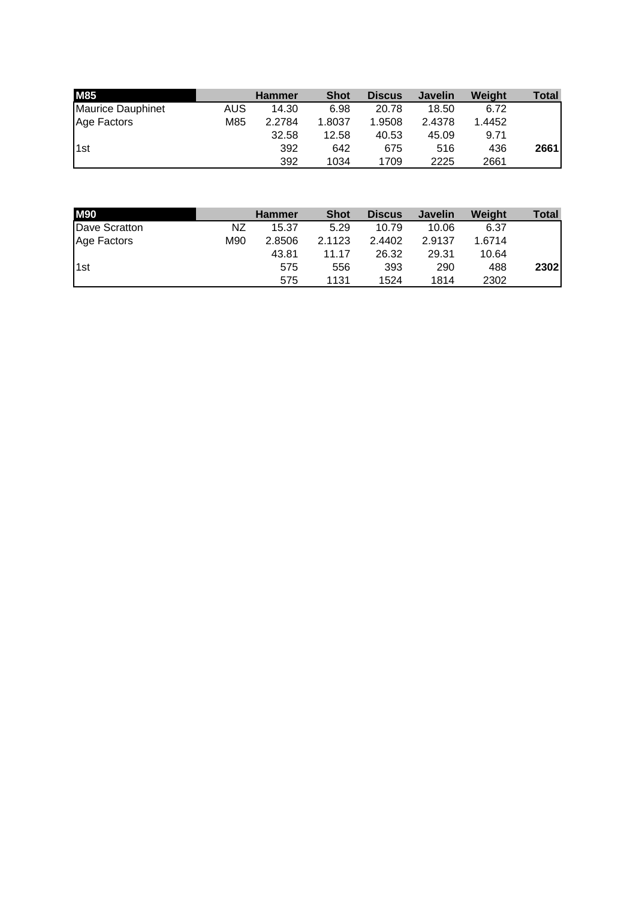| M85 | | Hammer | Shot | Discus | Javelin | Weight | Total |
|---|---|---|---|---|---|---|---|
| Maurice Dauphinet | AUS | 14.30 | 6.98 | 20.78 | 18.50 | 6.72 | |
| Age Factors | M85 | 2.2784 | 1.8037 | 1.9508 | 2.4378 | 1.4452 | |
| | | 32.58 | 12.58 | 40.53 | 45.09 | 9.71 | |
| 1st | | 392 | 642 | 675 | 516 | 436 | **2661** |
| | | 392 | 1034 | 1709 | 2225 | 2661 | |

| M90 | | Hammer | Shot | Discus | Javelin | Weight | Total |
|---|---|---|---|---|---|---|---|
| Dave Scratton | NZ | 15.37 | 5.29 | 10.79 | 10.06 | 6.37 | |
| Age Factors | M90 | 2.8506 | 2.1123 | 2.4402 | 2.9137 | 1.6714 | |
| | | 43.81 | 11.17 | 26.32 | 29.31 | 10.64 | |
| 1st | | 575 | 556 | 393 | 290 | 488 | **2302** |
| | | 575 | 1131 | 1524 | 1814 | 2302 | |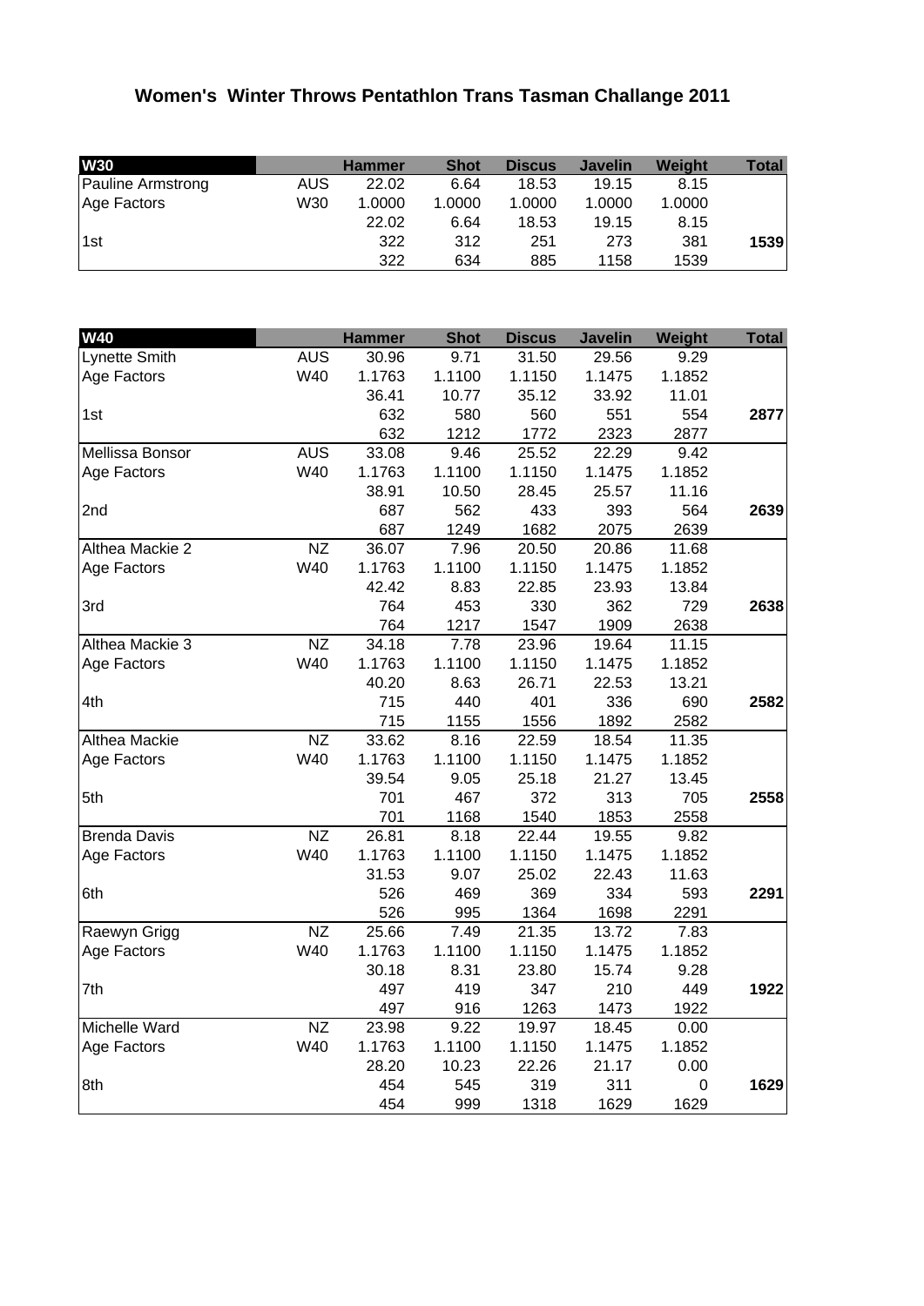# Women's Winter Throws Pentathlon Trans Tasman Challange 2011

| W30 | | Hammer | Shot | Discus | Javelin | Weight | Total |
|---|---|---|---|---|---|---|---|
| Pauline Armstrong | AUS | 22.02 | 6.64 | 18.53 | 19.15 | 8.15 | |
| Age Factors | W30 | 1.0000 | 1.0000 | 1.0000 | 1.0000 | 1.0000 | |
| | | 22.02 | 6.64 | 18.53 | 19.15 | 8.15 | |
| 1st | | 322 | 312 | 251 | 273 | 381 | **1539** |
| | | 322 | 634 | 885 | 1158 | 1539 | |

| W40 | | Hammer | Shot | Discus | Javelin | Weight | Total |
|---|---|---|---|---|---|---|---|
| Lynette Smith | AUS | 30.96 | 9.71 | 31.50 | 29.56 | 9.29 | |
| Age Factors | W40 | 1.1763 | 1.1100 | 1.1150 | 1.1475 | 1.1852 | |
| | | 36.41 | 10.77 | 35.12 | 33.92 | 11.01 | |
| 1st | | 632 | 580 | 560 | 551 | 554 | **2877** |
| | | 632 | 1212 | 1772 | 2323 | 2877 | |
| Mellissa Bonsor | AUS | 33.08 | 9.46 | 25.52 | 22.29 | 9.42 | |
| Age Factors | W40 | 1.1763 | 1.1100 | 1.1150 | 1.1475 | 1.1852 | |
| | | 38.91 | 10.50 | 28.45 | 25.57 | 11.16 | |
| 2nd | | 687 | 562 | 433 | 393 | 564 | **2639** |
| | | 687 | 1249 | 1682 | 2075 | 2639 | |
| Althea Mackie 2 | NZ | 36.07 | 7.96 | 20.50 | 20.86 | 11.68 | |
| Age Factors | W40 | 1.1763 | 1.1100 | 1.1150 | 1.1475 | 1.1852 | |
| | | 42.42 | 8.83 | 22.85 | 23.93 | 13.84 | |
| 3rd | | 764 | 453 | 330 | 362 | 729 | **2638** |
| | | 764 | 1217 | 1547 | 1909 | 2638 | |
| Althea Mackie 3 | NZ | 34.18 | 7.78 | 23.96 | 19.64 | 11.15 | |
| Age Factors | W40 | 1.1763 | 1.1100 | 1.1150 | 1.1475 | 1.1852 | |
| | | 40.20 | 8.63 | 26.71 | 22.53 | 13.21 | |
| 4th | | 715 | 440 | 401 | 336 | 690 | **2582** |
| | | 715 | 1155 | 1556 | 1892 | 2582 | |
| Althea Mackie | NZ | 33.62 | 8.16 | 22.59 | 18.54 | 11.35 | |
| Age Factors | W40 | 1.1763 | 1.1100 | 1.1150 | 1.1475 | 1.1852 | |
| | | 39.54 | 9.05 | 25.18 | 21.27 | 13.45 | |
| 5th | | 701 | 467 | 372 | 313 | 705 | **2558** |
| | | 701 | 1168 | 1540 | 1853 | 2558 | |
| Brenda Davis | NZ | 26.81 | 8.18 | 22.44 | 19.55 | 9.82 | |
| Age Factors | W40 | 1.1763 | 1.1100 | 1.1150 | 1.1475 | 1.1852 | |
| | | 31.53 | 9.07 | 25.02 | 22.43 | 11.63 | |
| 6th | | 526 | 469 | 369 | 334 | 593 | **2291** |
| | | 526 | 995 | 1364 | 1698 | 2291 | |
| Raewyn Grigg | NZ | 25.66 | 7.49 | 21.35 | 13.72 | 7.83 | |
| Age Factors | W40 | 1.1763 | 1.1100 | 1.1150 | 1.1475 | 1.1852 | |
| | | 30.18 | 8.31 | 23.80 | 15.74 | 9.28 | |
| 7th | | 497 | 419 | 347 | 210 | 449 | **1922** |
| | | 497 | 916 | 1263 | 1473 | 1922 | |
| Michelle Ward | NZ | 23.98 | 9.22 | 19.97 | 18.45 | 0.00 | |
| Age Factors | W40 | 1.1763 | 1.1100 | 1.1150 | 1.1475 | 1.1852 | |
| | | 28.20 | 10.23 | 22.26 | 21.17 | 0.00 | |
| 8th | | 454 | 545 | 319 | 311 | 0 | **1629** |
| | | 454 | 999 | 1318 | 1629 | 1629 | |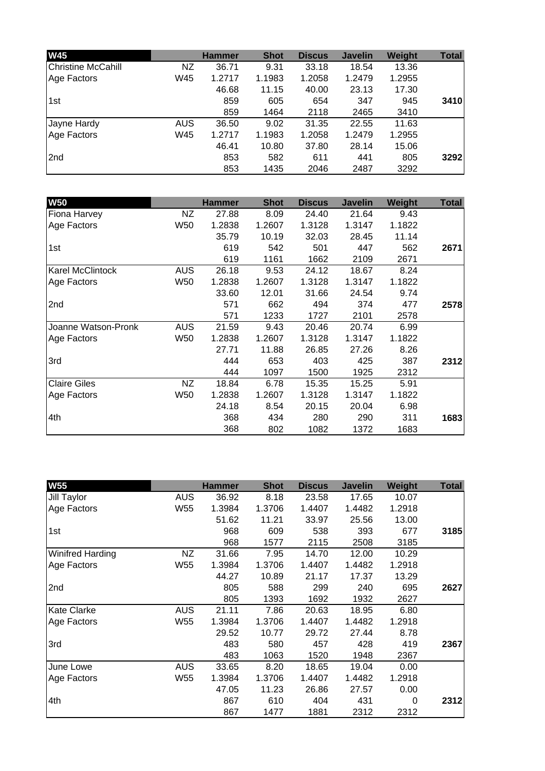| W45 | | Hammer | Shot | Discus | Javelin | Weight | Total |
|---|---|---|---|---|---|---|---|
| Christine McCahill | NZ | 36.71 | 9.31 | 33.18 | 18.54 | 13.36 | |
| Age Factors | W45 | 1.2717 | 1.1983 | 1.2058 | 1.2479 | 1.2955 | |
| | | 46.68 | 11.15 | 40.00 | 23.13 | 17.30 | |
| 1st | | 859 | 605 | 654 | 347 | 945 | **3410** |
| | | 859 | 1464 | 2118 | 2465 | 3410 | |
| Jayne Hardy | AUS | 36.50 | 9.02 | 31.35 | 22.55 | 11.63 | |
| Age Factors | W45 | 1.2717 | 1.1983 | 1.2058 | 1.2479 | 1.2955 | |
| | | 46.41 | 10.80 | 37.80 | 28.14 | 15.06 | |
| 2nd | | 853 | 582 | 611 | 441 | 805 | **3292** |
| | | 853 | 1435 | 2046 | 2487 | 3292 | |

| W50 | | Hammer | Shot | Discus | Javelin | Weight | Total |
|---|---|---|---|---|---|---|---|
| Fiona Harvey | NZ | 27.88 | 8.09 | 24.40 | 21.64 | 9.43 | |
| Age Factors | W50 | 1.2838 | 1.2607 | 1.3128 | 1.3147 | 1.1822 | |
| | | 35.79 | 10.19 | 32.03 | 28.45 | 11.14 | |
| 1st | | 619 | 542 | 501 | 447 | 562 | **2671** |
| | | 619 | 1161 | 1662 | 2109 | 2671 | |
| Karel McClintock | AUS | 26.18 | 9.53 | 24.12 | 18.67 | 8.24 | |
| Age Factors | W50 | 1.2838 | 1.2607 | 1.3128 | 1.3147 | 1.1822 | |
| | | 33.60 | 12.01 | 31.66 | 24.54 | 9.74 | |
| 2nd | | 571 | 662 | 494 | 374 | 477 | **2578** |
| | | 571 | 1233 | 1727 | 2101 | 2578 | |
| Joanne Watson-Pronk | AUS | 21.59 | 9.43 | 20.46 | 20.74 | 6.99 | |
| Age Factors | W50 | 1.2838 | 1.2607 | 1.3128 | 1.3147 | 1.1822 | |
| | | 27.71 | 11.88 | 26.85 | 27.26 | 8.26 | |
| 3rd | | 444 | 653 | 403 | 425 | 387 | **2312** |
| | | 444 | 1097 | 1500 | 1925 | 2312 | |
| Claire Giles | NZ | 18.84 | 6.78 | 15.35 | 15.25 | 5.91 | |
| Age Factors | W50 | 1.2838 | 1.2607 | 1.3128 | 1.3147 | 1.1822 | |
| | | 24.18 | 8.54 | 20.15 | 20.04 | 6.98 | |
| 4th | | 368 | 434 | 280 | 290 | 311 | **1683** |
| | | 368 | 802 | 1082 | 1372 | 1683 | |

| W55 | | Hammer | Shot | Discus | Javelin | Weight | Total |
|---|---|---|---|---|---|---|---|
| Jill Taylor | AUS | 36.92 | 8.18 | 23.58 | 17.65 | 10.07 | |
| Age Factors | W55 | 1.3984 | 1.3706 | 1.4407 | 1.4482 | 1.2918 | |
| | | 51.62 | 11.21 | 33.97 | 25.56 | 13.00 | |
| 1st | | 968 | 609 | 538 | 393 | 677 | **3185** |
| | | 968 | 1577 | 2115 | 2508 | 3185 | |
| Winifred Harding | NZ | 31.66 | 7.95 | 14.70 | 12.00 | 10.29 | |
| Age Factors | W55 | 1.3984 | 1.3706 | 1.4407 | 1.4482 | 1.2918 | |
| | | 44.27 | 10.89 | 21.17 | 17.37 | 13.29 | |
| 2nd | | 805 | 588 | 299 | 240 | 695 | **2627** |
| | | 805 | 1393 | 1692 | 1932 | 2627 | |
| Kate Clarke | AUS | 21.11 | 7.86 | 20.63 | 18.95 | 6.80 | |
| Age Factors | W55 | 1.3984 | 1.3706 | 1.4407 | 1.4482 | 1.2918 | |
| | | 29.52 | 10.77 | 29.72 | 27.44 | 8.78 | |
| 3rd | | 483 | 580 | 457 | 428 | 419 | **2367** |
| | | 483 | 1063 | 1520 | 1948 | 2367 | |
| June Lowe | AUS | 33.65 | 8.20 | 18.65 | 19.04 | 0.00 | |
| Age Factors | W55 | 1.3984 | 1.3706 | 1.4407 | 1.4482 | 1.2918 | |
| | | 47.05 | 11.23 | 26.86 | 27.57 | 0.00 | |
| 4th | | 867 | 610 | 404 | 431 | 0 | **2312** |
| | | 867 | 1477 | 1881 | 2312 | 2312 | |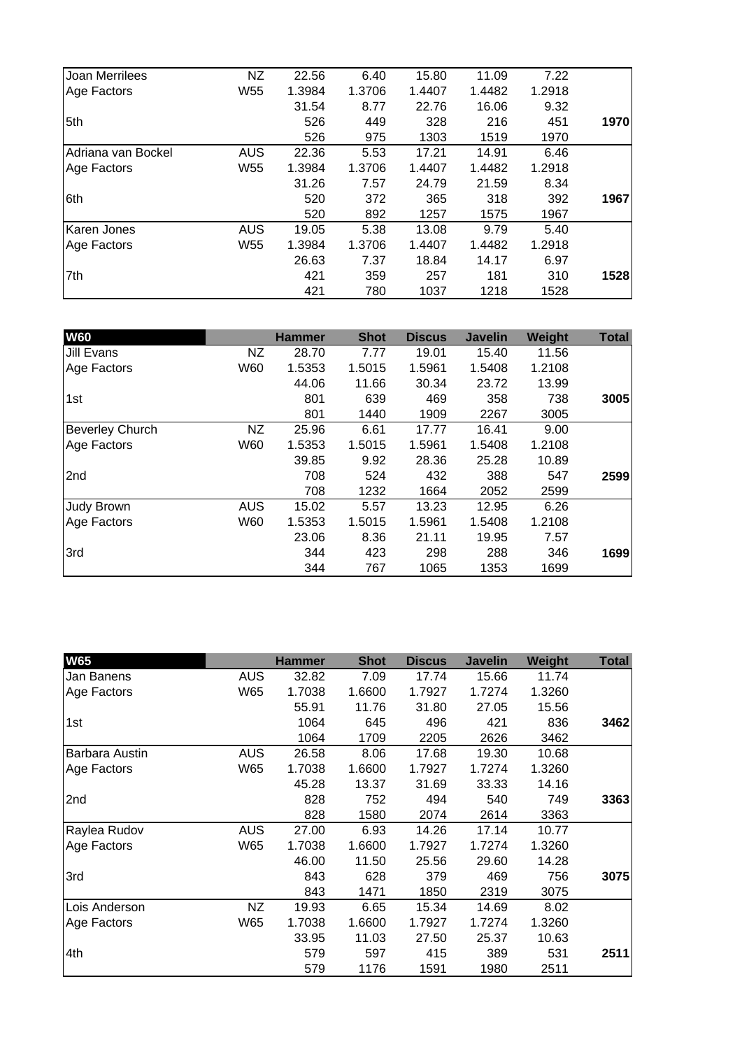| | | | | | | | |
|---|---|---|---|---|---|---|---|
| Joan Merrilees | NZ | 22.56 | 6.40 | 15.80 | 11.09 | 7.22 | |
| Age Factors | W55 | 1.3984 | 1.3706 | 1.4407 | 1.4482 | 1.2918 | |
| | | 31.54 | 8.77 | 22.76 | 16.06 | 9.32 | |
| 5th | | 526 | 449 | 328 | 216 | 451 | **1970** |
| | | 526 | 975 | 1303 | 1519 | 1970 | |
| Adriana van Bockel | AUS | 22.36 | 5.53 | 17.21 | 14.91 | 6.46 | |
| Age Factors | W55 | 1.3984 | 1.3706 | 1.4407 | 1.4482 | 1.2918 | |
| | | 31.26 | 7.57 | 24.79 | 21.59 | 8.34 | |
| 6th | | 520 | 372 | 365 | 318 | 392 | **1967** |
| | | 520 | 892 | 1257 | 1575 | 1967 | |
| Karen Jones | AUS | 19.05 | 5.38 | 13.08 | 9.79 | 5.40 | |
| Age Factors | W55 | 1.3984 | 1.3706 | 1.4407 | 1.4482 | 1.2918 | |
| | | 26.63 | 7.37 | 18.84 | 14.17 | 6.97 | |
| 7th | | 421 | 359 | 257 | 181 | 310 | **1528** |
| | | 421 | 780 | 1037 | 1218 | 1528 | |

| **W60** | | **Hammer** | **Shot** | **Discus** | **Javelin** | **Weight** | **Total** |
|---|---|---|---|---|---|---|---|
| Jill Evans | NZ | 28.70 | 7.77 | 19.01 | 15.40 | 11.56 | |
| Age Factors | W60 | 1.5353 | 1.5015 | 1.5961 | 1.5408 | 1.2108 | |
| | | 44.06 | 11.66 | 30.34 | 23.72 | 13.99 | |
| 1st | | 801 | 639 | 469 | 358 | 738 | **3005** |
| | | 801 | 1440 | 1909 | 2267 | 3005 | |
| Beverley Church | NZ | 25.96 | 6.61 | 17.77 | 16.41 | 9.00 | |
| Age Factors | W60 | 1.5353 | 1.5015 | 1.5961 | 1.5408 | 1.2108 | |
| | | 39.85 | 9.92 | 28.36 | 25.28 | 10.89 | |
| 2nd | | 708 | 524 | 432 | 388 | 547 | **2599** |
| | | 708 | 1232 | 1664 | 2052 | 2599 | |
| Judy Brown | AUS | 15.02 | 5.57 | 13.23 | 12.95 | 6.26 | |
| Age Factors | W60 | 1.5353 | 1.5015 | 1.5961 | 1.5408 | 1.2108 | |
| | | 23.06 | 8.36 | 21.11 | 19.95 | 7.57 | |
| 3rd | | 344 | 423 | 298 | 288 | 346 | **1699** |
| | | 344 | 767 | 1065 | 1353 | 1699 | |

| **W65** | | **Hammer** | **Shot** | **Discus** | **Javelin** | **Weight** | **Total** |
|---|---|---|---|---|---|---|---|
| Jan Banens | AUS | 32.82 | 7.09 | 17.74 | 15.66 | 11.74 | |
| Age Factors | W65 | 1.7038 | 1.6600 | 1.7927 | 1.7274 | 1.3260 | |
| | | 55.91 | 11.76 | 31.80 | 27.05 | 15.56 | |
| 1st | | 1064 | 645 | 496 | 421 | 836 | **3462** |
| | | 1064 | 1709 | 2205 | 2626 | 3462 | |
| Barbara Austin | AUS | 26.58 | 8.06 | 17.68 | 19.30 | 10.68 | |
| Age Factors | W65 | 1.7038 | 1.6600 | 1.7927 | 1.7274 | 1.3260 | |
| | | 45.28 | 13.37 | 31.69 | 33.33 | 14.16 | |
| 2nd | | 828 | 752 | 494 | 540 | 749 | **3363** |
| | | 828 | 1580 | 2074 | 2614 | 3363 | |
| Raylea Rudov | AUS | 27.00 | 6.93 | 14.26 | 17.14 | 10.77 | |
| Age Factors | W65 | 1.7038 | 1.6600 | 1.7927 | 1.7274 | 1.3260 | |
| | | 46.00 | 11.50 | 25.56 | 29.60 | 14.28 | |
| 3rd | | 843 | 628 | 379 | 469 | 756 | **3075** |
| | | 843 | 1471 | 1850 | 2319 | 3075 | |
| Lois Anderson | NZ | 19.93 | 6.65 | 15.34 | 14.69 | 8.02 | |
| Age Factors | W65 | 1.7038 | 1.6600 | 1.7927 | 1.7274 | 1.3260 | |
| | | 33.95 | 11.03 | 27.50 | 25.37 | 10.63 | |
| 4th | | 579 | 597 | 415 | 389 | 531 | **2511** |
| | | 579 | 1176 | 1591 | 1980 | 2511 | |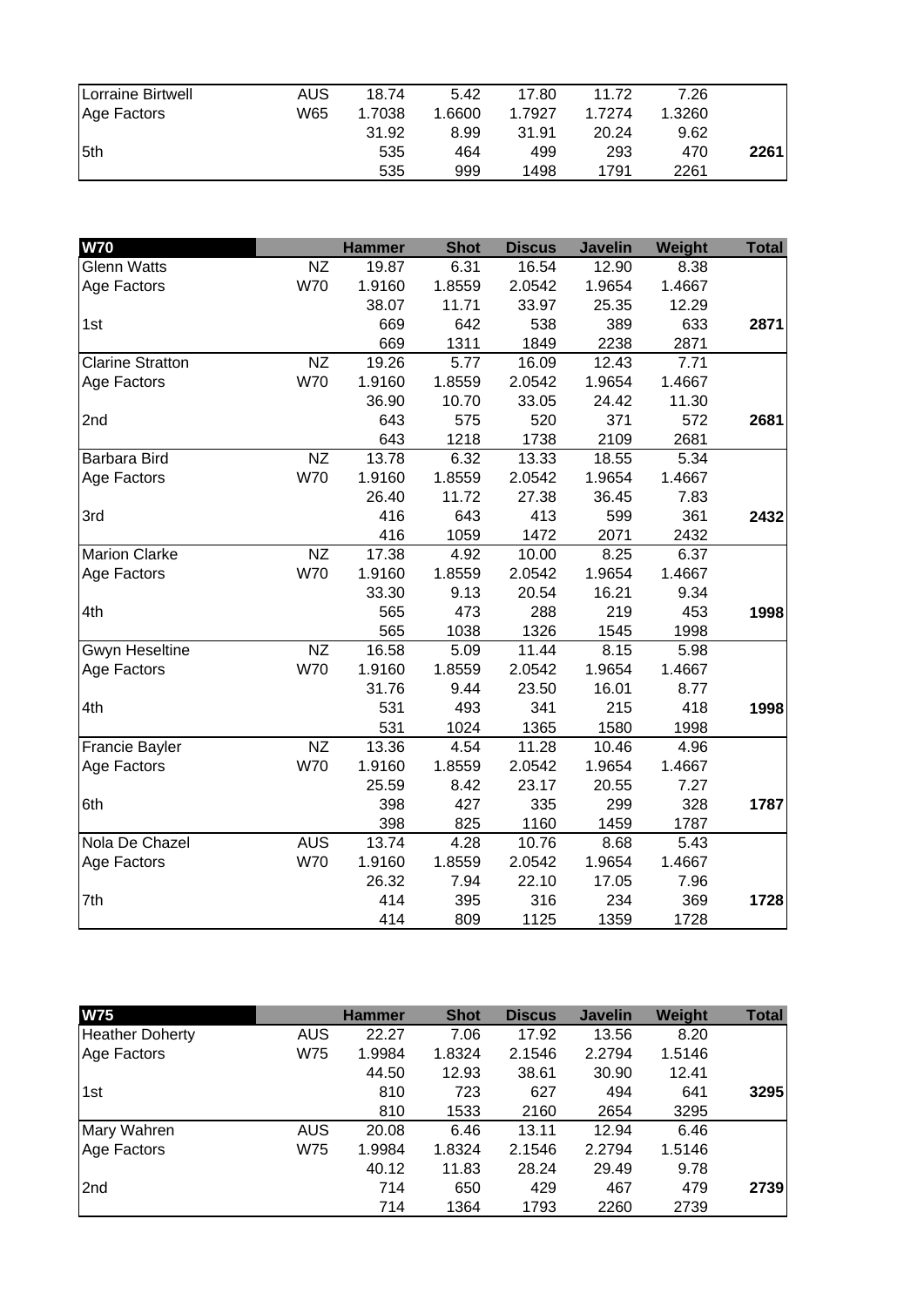| | | | | | | | |
|---|---|---|---|---|---|---|---|
| Lorraine Birtwell | AUS | 18.74 | 5.42 | 17.80 | 11.72 | 7.26 | |
| Age Factors | W65 | 1.7038 | 1.6600 | 1.7927 | 1.7274 | 1.3260 | |
| | | 31.92 | 8.99 | 31.91 | 20.24 | 9.62 | |
| 5th | | 535 | 464 | 499 | 293 | 470 | **2261** |
| | | 535 | 999 | 1498 | 1791 | 2261 | |

| **W70** | | **Hammer** | **Shot** | **Discus** | **Javelin** | **Weight** | **Total** |
|---|---|---|---|---|---|---|---|
| Glenn Watts | NZ | 19.87 | 6.31 | 16.54 | 12.90 | 8.38 | |
| Age Factors | W70 | 1.9160 | 1.8559 | 2.0542 | 1.9654 | 1.4667 | |
| | | 38.07 | 11.71 | 33.97 | 25.35 | 12.29 | |
| 1st | | 669 | 642 | 538 | 389 | 633 | **2871** |
| | | 669 | 1311 | 1849 | 2238 | 2871 | |
| Clarine Stratton | NZ | 19.26 | 5.77 | 16.09 | 12.43 | 7.71 | |
| Age Factors | W70 | 1.9160 | 1.8559 | 2.0542 | 1.9654 | 1.4667 | |
| | | 36.90 | 10.70 | 33.05 | 24.42 | 11.30 | |
| 2nd | | 643 | 575 | 520 | 371 | 572 | **2681** |
| | | 643 | 1218 | 1738 | 2109 | 2681 | |
| Barbara Bird | NZ | 13.78 | 6.32 | 13.33 | 18.55 | 5.34 | |
| Age Factors | W70 | 1.9160 | 1.8559 | 2.0542 | 1.9654 | 1.4667 | |
| | | 26.40 | 11.72 | 27.38 | 36.45 | 7.83 | |
| 3rd | | 416 | 643 | 413 | 599 | 361 | **2432** |
| | | 416 | 1059 | 1472 | 2071 | 2432 | |
| Marion Clarke | NZ | 17.38 | 4.92 | 10.00 | 8.25 | 6.37 | |
| Age Factors | W70 | 1.9160 | 1.8559 | 2.0542 | 1.9654 | 1.4667 | |
| | | 33.30 | 9.13 | 20.54 | 16.21 | 9.34 | |
| 4th | | 565 | 473 | 288 | 219 | 453 | **1998** |
| | | 565 | 1038 | 1326 | 1545 | 1998 | |
| Gwyn Heseltine | NZ | 16.58 | 5.09 | 11.44 | 8.15 | 5.98 | |
| Age Factors | W70 | 1.9160 | 1.8559 | 2.0542 | 1.9654 | 1.4667 | |
| | | 31.76 | 9.44 | 23.50 | 16.01 | 8.77 | |
| 4th | | 531 | 493 | 341 | 215 | 418 | **1998** |
| | | 531 | 1024 | 1365 | 1580 | 1998 | |
| Francie Bayler | NZ | 13.36 | 4.54 | 11.28 | 10.46 | 4.96 | |
| Age Factors | W70 | 1.9160 | 1.8559 | 2.0542 | 1.9654 | 1.4667 | |
| | | 25.59 | 8.42 | 23.17 | 20.55 | 7.27 | |
| 6th | | 398 | 427 | 335 | 299 | 328 | **1787** |
| | | 398 | 825 | 1160 | 1459 | 1787 | |
| Nola De Chazel | AUS | 13.74 | 4.28 | 10.76 | 8.68 | 5.43 | |
| Age Factors | W70 | 1.9160 | 1.8559 | 2.0542 | 1.9654 | 1.4667 | |
| | | 26.32 | 7.94 | 22.10 | 17.05 | 7.96 | |
| 7th | | 414 | 395 | 316 | 234 | 369 | **1728** |
| | | 414 | 809 | 1125 | 1359 | 1728 | |

| **W75** | | **Hammer** | **Shot** | **Discus** | **Javelin** | **Weight** | **Total** |
|---|---|---|---|---|---|---|---|
| Heather Doherty | AUS | 22.27 | 7.06 | 17.92 | 13.56 | 8.20 | |
| Age Factors | W75 | 1.9984 | 1.8324 | 2.1546 | 2.2794 | 1.5146 | |
| | | 44.50 | 12.93 | 38.61 | 30.90 | 12.41 | |
| 1st | | 810 | 723 | 627 | 494 | 641 | **3295** |
| | | 810 | 1533 | 2160 | 2654 | 3295 | |
| Mary Wahren | AUS | 20.08 | 6.46 | 13.11 | 12.94 | 6.46 | |
| Age Factors | W75 | 1.9984 | 1.8324 | 2.1546 | 2.2794 | 1.5146 | |
| | | 40.12 | 11.83 | 28.24 | 29.49 | 9.78 | |
| 2nd | | 714 | 650 | 429 | 467 | 479 | **2739** |
| | | 714 | 1364 | 1793 | 2260 | 2739 | |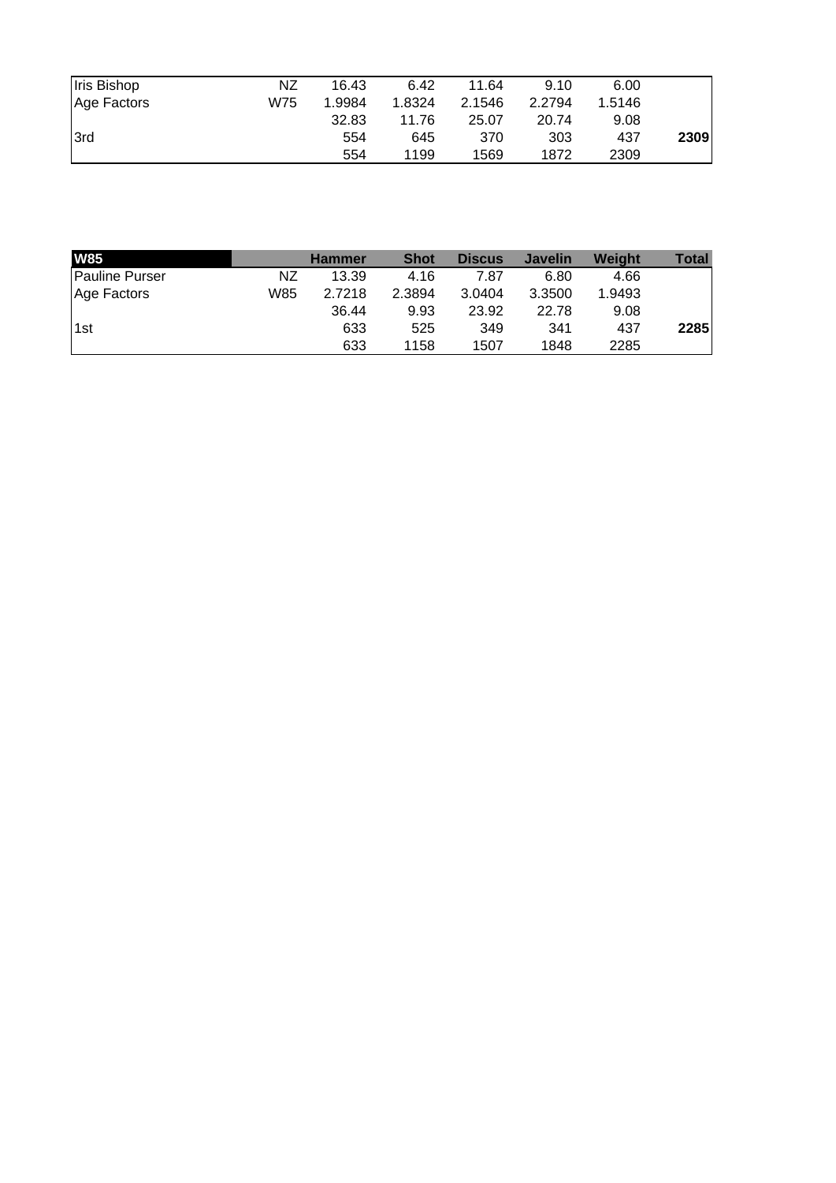| | | | | | | | |
|---|---|---|---|---|---|---|---|
| Iris Bishop | NZ | 16.43 | 6.42 | 11.64 | 9.10 | 6.00 | |
| Age Factors | W75 | 1.9984 | 1.8324 | 2.1546 | 2.2794 | 1.5146 | |
| | | 32.83 | 11.76 | 25.07 | 20.74 | 9.08 | |
| 3rd | | 554 | 645 | 370 | 303 | 437 | **2309** |
| | | 554 | 1199 | 1569 | 1872 | 2309 | |

| **W85** | | **Hammer** | **Shot** | **Discus** | **Javelin** | **Weight** | **Total** |
|---|---|---|---|---|---|---|---|
| Pauline Purser | NZ | 13.39 | 4.16 | 7.87 | 6.80 | 4.66 | |
| Age Factors | W85 | 2.7218 | 2.3894 | 3.0404 | 3.3500 | 1.9493 | |
| | | 36.44 | 9.93 | 23.92 | 22.78 | 9.08 | |
| 1st | | 633 | 525 | 349 | 341 | 437 | **2285** |
| | | 633 | 1158 | 1507 | 1848 | 2285 | |